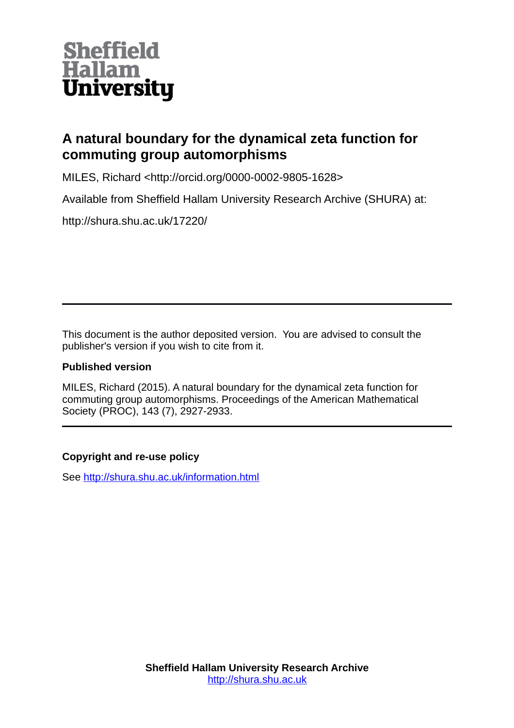Sheffield Hallam University

# A natural boundary for the dynamical zeta function for commuting group automorphisms

MILES, Richard <http://orcid.org/0000-0002-9805-1628>

Available from Sheffield Hallam University Research Archive (SHURA) at:

http://shura.shu.ac.uk/17220/

---

This document is the author deposited version. You are advised to consult the publisher's version if you wish to cite from it.

**Published version**

MILES, Richard (2015). A natural boundary for the dynamical zeta function for commuting group automorphisms. Proceedings of the American Mathematical Society (PROC), 143 (7), 2927-2933.

---

**Copyright and re-use policy**

See http://shura.shu.ac.uk/information.html

**Sheffield Hallam University Research Archive**
http://shura.shu.ac.uk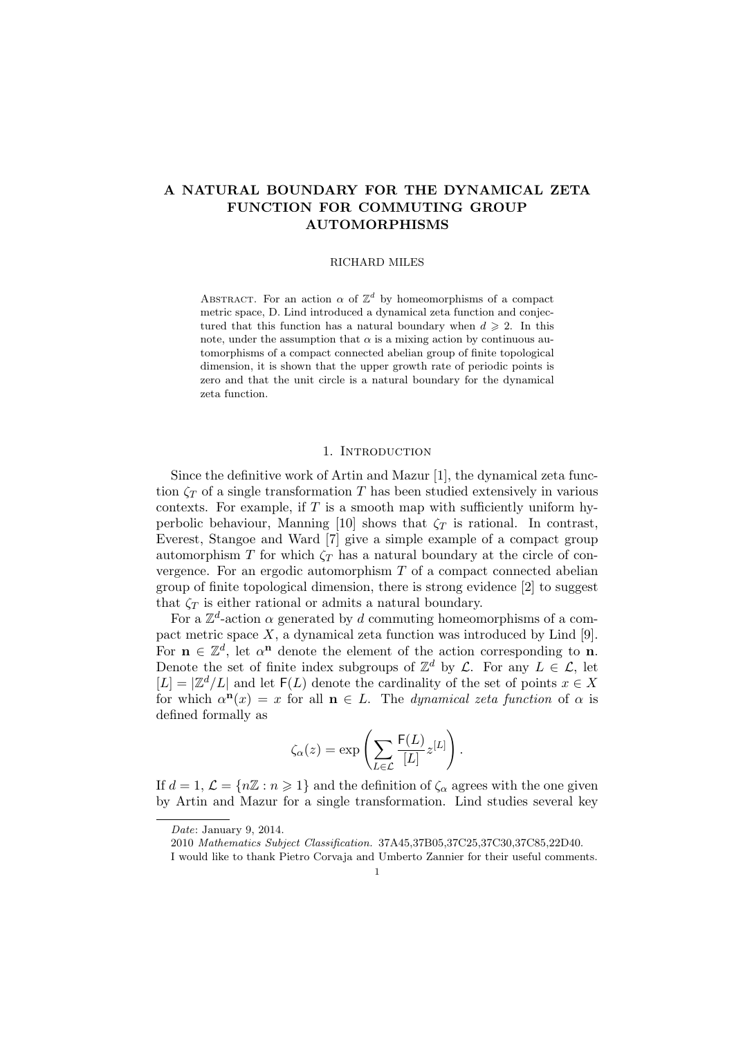# A NATURAL BOUNDARY FOR THE DYNAMICAL ZETA FUNCTION FOR COMMUTING GROUP AUTOMORPHISMS

RICHARD MILES

Abstract. For an action $\alpha$ of $\mathbb{Z}^d$ by homeomorphisms of a compact metric space, D. Lind introduced a dynamical zeta function and conjectured that this function has a natural boundary when $d \geqslant 2$. In this note, under the assumption that $\alpha$ is a mixing action by continuous automorphisms of a compact connected abelian group of finite topological dimension, it is shown that the upper growth rate of periodic points is zero and that the unit circle is a natural boundary for the dynamical zeta function.

## 1. Introduction

Since the definitive work of Artin and Mazur [1], the dynamical zeta function $\zeta_T$ of a single transformation $T$ has been studied extensively in various contexts. For example, if $T$ is a smooth map with sufficiently uniform hyperbolic behaviour, Manning [10] shows that $\zeta_T$ is rational. In contrast, Everest, Stangoe and Ward [7] give a simple example of a compact group automorphism $T$ for which $\zeta_T$ has a natural boundary at the circle of convergence. For an ergodic automorphism $T$ of a compact connected abelian group of finite topological dimension, there is strong evidence [2] to suggest that $\zeta_T$ is either rational or admits a natural boundary.

For a $\mathbb{Z}^d$-action $\alpha$ generated by $d$ commuting homeomorphisms of a compact metric space $X$, a dynamical zeta function was introduced by Lind [9]. For $\mathbf{n} \in \mathbb{Z}^d$, let $\alpha^{\mathbf{n}}$ denote the element of the action corresponding to $\mathbf{n}$. Denote the set of finite index subgroups of $\mathbb{Z}^d$ by $\mathcal{L}$. For any $L \in \mathcal{L}$, let $[L] = |\mathbb{Z}^d/L|$ and let $\mathsf{F}(L)$ denote the cardinality of the set of points $x \in X$ for which $\alpha^{\mathbf{n}}(x) = x$ for all $\mathbf{n} \in L$. The *dynamical zeta function* of $\alpha$ is defined formally as

$$\zeta_\alpha(z) = \exp\left(\sum_{L \in \mathcal{L}} \frac{\mathsf{F}(L)}{[L]} z^{[L]}\right).$$

If $d = 1$, $\mathcal{L} = \{n\mathbb{Z} : n \geqslant 1\}$ and the definition of $\zeta_\alpha$ agrees with the one given by Artin and Mazur for a single transformation. Lind studies several key

*Date*: January 9, 2014.

2010 *Mathematics Subject Classification.* 37A45,37B05,37C25,37C30,37C85,22D40.

I would like to thank Pietro Corvaja and Umberto Zannier for their useful comments.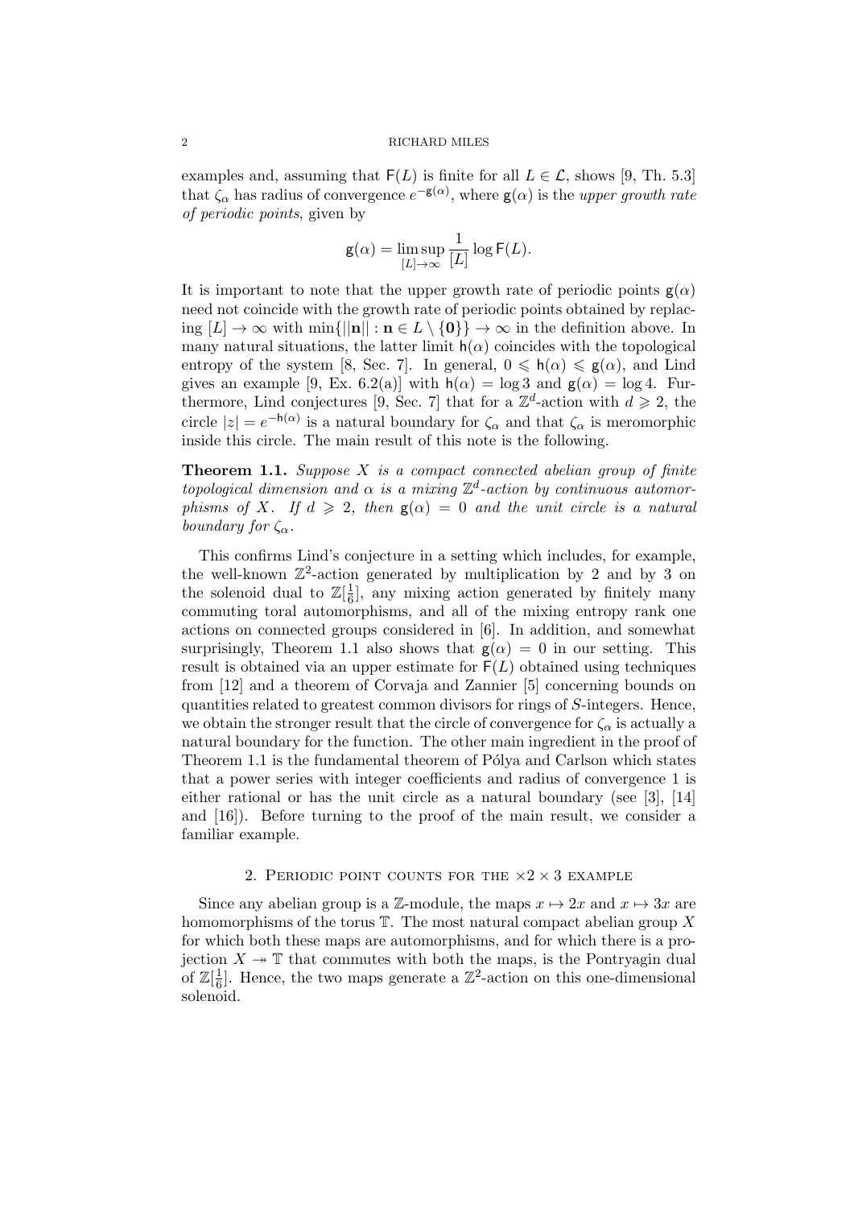examples and, assuming that $\mathsf{F}(L)$ is finite for all $L \in \mathcal{L}$, shows [9, Th. 5.3] that $\zeta_\alpha$ has radius of convergence $e^{-\mathsf{g}(\alpha)}$, where $\mathsf{g}(\alpha)$ is the *upper growth rate of periodic points*, given by

$$\mathsf{g}(\alpha) = \limsup_{[L]\to\infty} \frac{1}{[L]} \log \mathsf{F}(L).$$

It is important to note that the upper growth rate of periodic points $\mathsf{g}(\alpha)$ need not coincide with the growth rate of periodic points obtained by replacing $[L] \to \infty$ with $\min\{||\mathbf{n}|| : \mathbf{n} \in L \setminus \{\mathbf{0}\}\} \to \infty$ in the definition above. In many natural situations, the latter limit $\mathsf{h}(\alpha)$ coincides with the topological entropy of the system [8, Sec. 7]. In general, $0 \leqslant \mathsf{h}(\alpha) \leqslant \mathsf{g}(\alpha)$, and Lind gives an example [9, Ex. 6.2(a)] with $\mathsf{h}(\alpha) = \log 3$ and $\mathsf{g}(\alpha) = \log 4$. Furthermore, Lind conjectures [9, Sec. 7] that for a $\mathbb{Z}^d$-action with $d \geqslant 2$, the circle $|z| = e^{-\mathsf{h}(\alpha)}$ is a natural boundary for $\zeta_\alpha$ and that $\zeta_\alpha$ is meromorphic inside this circle. The main result of this note is the following.

**Theorem 1.1.** *Suppose $X$ is a compact connected abelian group of finite topological dimension and $\alpha$ is a mixing $\mathbb{Z}^d$-action by continuous automorphisms of $X$. If $d \geqslant 2$, then $\mathsf{g}(\alpha) = 0$ and the unit circle is a natural boundary for $\zeta_\alpha$.*

This confirms Lind's conjecture in a setting which includes, for example, the well-known $\mathbb{Z}^2$-action generated by multiplication by 2 and by 3 on the solenoid dual to $\mathbb{Z}[\frac{1}{6}]$, any mixing action generated by finitely many commuting toral automorphisms, and all of the mixing entropy rank one actions on connected groups considered in [6]. In addition, and somewhat surprisingly, Theorem 1.1 also shows that $\mathsf{g}(\alpha) = 0$ in our setting. This result is obtained via an upper estimate for $\mathsf{F}(L)$ obtained using techniques from [12] and a theorem of Corvaja and Zannier [5] concerning bounds on quantities related to greatest common divisors for rings of $S$-integers. Hence, we obtain the stronger result that the circle of convergence for $\zeta_\alpha$ is actually a natural boundary for the function. The other main ingredient in the proof of Theorem 1.1 is the fundamental theorem of Pólya and Carlson which states that a power series with integer coefficients and radius of convergence 1 is either rational or has the unit circle as a natural boundary (see [3], [14] and [16]). Before turning to the proof of the main result, we consider a familiar example.

## 2. Periodic point counts for the $\times 2 \times 3$ example

Since any abelian group is a $\mathbb{Z}$-module, the maps $x \mapsto 2x$ and $x \mapsto 3x$ are homomorphisms of the torus $\mathbb{T}$. The most natural compact abelian group $X$ for which both these maps are automorphisms, and for which there is a projection $X \twoheadrightarrow \mathbb{T}$ that commutes with both the maps, is the Pontryagin dual of $\mathbb{Z}[\frac{1}{6}]$. Hence, the two maps generate a $\mathbb{Z}^2$-action on this one-dimensional solenoid.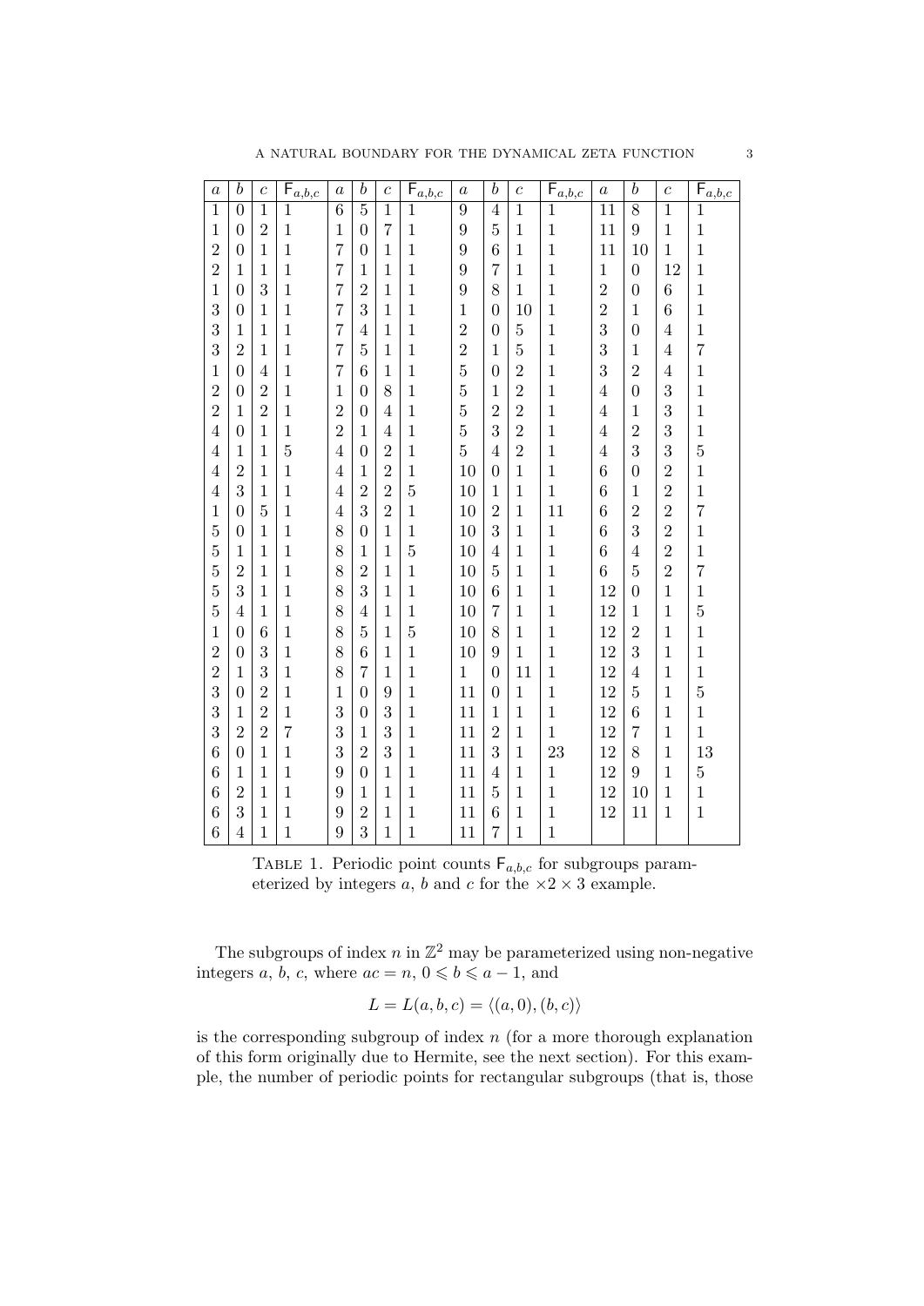| $a$ | $b$ | $c$ | $\mathsf{F}_{a,b,c}$ | $a$ | $b$ | $c$ | $\mathsf{F}_{a,b,c}$ | $a$ | $b$ | $c$ | $\mathsf{F}_{a,b,c}$ | $a$ | $b$ | $c$ | $\mathsf{F}_{a,b,c}$ |
|---|---|---|---|---|---|---|---|---|---|---|---|---|---|---|---|
| 1 | 0 | 1 | 1 | 6 | 5 | 1 | 1 | 9 | 4 | 1 | 1 | 11 | 8 | 1 | 1 |
| 1 | 0 | 2 | 1 | 1 | 0 | 7 | 1 | 9 | 5 | 1 | 1 | 11 | 9 | 1 | 1 |
| 2 | 0 | 1 | 1 | 7 | 0 | 1 | 1 | 9 | 6 | 1 | 1 | 11 | 10 | 1 | 1 |
| 2 | 1 | 1 | 1 | 7 | 1 | 1 | 1 | 9 | 7 | 1 | 1 | 1 | 0 | 12 | 1 |
| 1 | 0 | 3 | 1 | 7 | 2 | 1 | 1 | 9 | 8 | 1 | 1 | 2 | 0 | 6 | 1 |
| 3 | 0 | 1 | 1 | 7 | 3 | 1 | 1 | 1 | 0 | 10 | 1 | 2 | 1 | 6 | 1 |
| 3 | 1 | 1 | 1 | 7 | 4 | 1 | 1 | 2 | 0 | 5 | 1 | 3 | 0 | 4 | 1 |
| 3 | 2 | 1 | 1 | 7 | 5 | 1 | 1 | 2 | 1 | 5 | 1 | 3 | 1 | 4 | 7 |
| 1 | 0 | 4 | 1 | 7 | 6 | 1 | 1 | 5 | 0 | 2 | 1 | 3 | 2 | 4 | 1 |
| 2 | 0 | 2 | 1 | 1 | 0 | 8 | 1 | 5 | 1 | 2 | 1 | 4 | 0 | 3 | 1 |
| 2 | 1 | 2 | 1 | 2 | 0 | 4 | 1 | 5 | 2 | 2 | 1 | 4 | 1 | 3 | 1 |
| 4 | 0 | 1 | 1 | 2 | 1 | 4 | 1 | 5 | 3 | 2 | 1 | 4 | 2 | 3 | 1 |
| 4 | 1 | 1 | 5 | 4 | 0 | 2 | 1 | 5 | 4 | 2 | 1 | 4 | 3 | 3 | 5 |
| 4 | 2 | 1 | 1 | 4 | 1 | 2 | 1 | 10 | 0 | 1 | 1 | 6 | 0 | 2 | 1 |
| 4 | 3 | 1 | 1 | 4 | 2 | 2 | 5 | 10 | 1 | 1 | 1 | 6 | 1 | 2 | 1 |
| 1 | 0 | 5 | 1 | 4 | 3 | 2 | 1 | 10 | 2 | 1 | 11 | 6 | 2 | 2 | 7 |
| 5 | 0 | 1 | 1 | 8 | 0 | 1 | 1 | 10 | 3 | 1 | 1 | 6 | 3 | 2 | 1 |
| 5 | 1 | 1 | 1 | 8 | 1 | 1 | 5 | 10 | 4 | 1 | 1 | 6 | 4 | 2 | 1 |
| 5 | 2 | 1 | 1 | 8 | 2 | 1 | 1 | 10 | 5 | 1 | 1 | 6 | 5 | 2 | 7 |
| 5 | 3 | 1 | 1 | 8 | 3 | 1 | 1 | 10 | 6 | 1 | 1 | 12 | 0 | 1 | 1 |
| 5 | 4 | 1 | 1 | 8 | 4 | 1 | 1 | 10 | 7 | 1 | 1 | 12 | 1 | 1 | 5 |
| 1 | 0 | 6 | 1 | 8 | 5 | 1 | 5 | 10 | 8 | 1 | 1 | 12 | 2 | 1 | 1 |
| 2 | 0 | 3 | 1 | 8 | 6 | 1 | 1 | 10 | 9 | 1 | 1 | 12 | 3 | 1 | 1 |
| 2 | 1 | 3 | 1 | 8 | 7 | 1 | 1 | 1 | 0 | 11 | 1 | 12 | 4 | 1 | 1 |
| 3 | 0 | 2 | 1 | 1 | 0 | 9 | 1 | 11 | 0 | 1 | 1 | 12 | 5 | 1 | 5 |
| 3 | 1 | 2 | 1 | 3 | 0 | 3 | 1 | 11 | 1 | 1 | 1 | 12 | 6 | 1 | 1 |
| 3 | 2 | 2 | 7 | 3 | 1 | 3 | 1 | 11 | 2 | 1 | 1 | 12 | 7 | 1 | 1 |
| 6 | 0 | 1 | 1 | 3 | 2 | 3 | 1 | 11 | 3 | 1 | 23 | 12 | 8 | 1 | 13 |
| 6 | 1 | 1 | 1 | 9 | 0 | 1 | 1 | 11 | 4 | 1 | 1 | 12 | 9 | 1 | 5 |
| 6 | 2 | 1 | 1 | 9 | 1 | 1 | 1 | 11 | 5 | 1 | 1 | 12 | 10 | 1 | 1 |
| 6 | 3 | 1 | 1 | 9 | 2 | 1 | 1 | 11 | 6 | 1 | 1 | 12 | 11 | 1 | 1 |
| 6 | 4 | 1 | 1 | 9 | 3 | 1 | 1 | 11 | 7 | 1 | 1 | | | | |

Table 1. Periodic point counts $\mathsf{F}_{a,b,c}$ for subgroups parameterized by integers $a$, $b$ and $c$ for the $\times 2 \times 3$ example.

The subgroups of index $n$ in $\mathbb{Z}^2$ may be parameterized using non-negative integers $a$, $b$, $c$, where $ac = n$, $0 \leqslant b \leqslant a-1$, and

$$L = L(a,b,c) = \langle (a,0),(b,c) \rangle$$

is the corresponding subgroup of index $n$ (for a more thorough explanation of this form originally due to Hermite, see the next section). For this example, the number of periodic points for rectangular subgroups (that is, those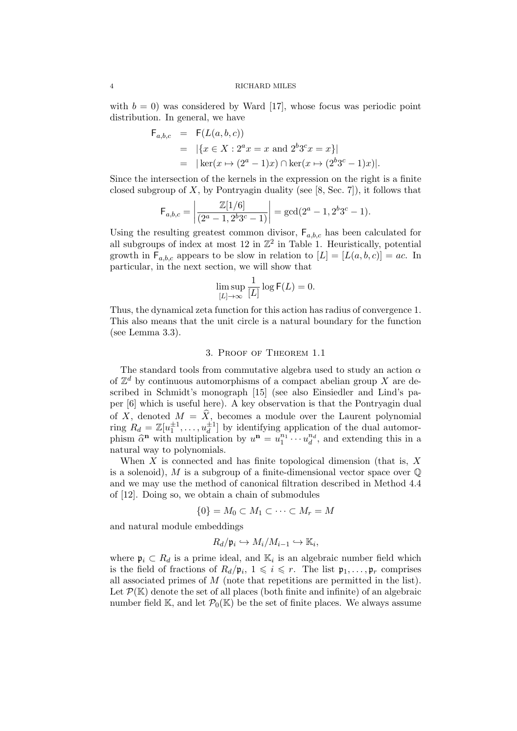with $b = 0$) was considered by Ward [17], whose focus was periodic point distribution. In general, we have

$$\begin{aligned} \mathsf{F}_{a,b,c} &= \mathsf{F}(L(a,b,c)) \\ &= |\{x \in X : 2^a x = x \text{ and } 2^b 3^c x = x\}| \\ &= |\ker(x \mapsto (2^a - 1)x) \cap \ker(x \mapsto (2^b 3^c - 1)x)|. \end{aligned}$$

Since the intersection of the kernels in the expression on the right is a finite closed subgroup of $X$, by Pontryagin duality (see [8, Sec. 7]), it follows that

$$\mathsf{F}_{a,b,c} = \left| \frac{\mathbb{Z}[1/6]}{(2^a - 1, 2^b 3^c - 1)} \right| = \gcd(2^a - 1, 2^b 3^c - 1).$$

Using the resulting greatest common divisor, $\mathsf{F}_{a,b,c}$ has been calculated for all subgroups of index at most 12 in $\mathbb{Z}^2$ in Table 1. Heuristically, potential growth in $\mathsf{F}_{a,b,c}$ appears to be slow in relation to $[L] = [L(a,b,c)] = ac$. In particular, in the next section, we will show that

$$\limsup_{[L] \to \infty} \frac{1}{[L]} \log \mathsf{F}(L) = 0.$$

Thus, the dynamical zeta function for this action has radius of convergence 1. This also means that the unit circle is a natural boundary for the function (see Lemma 3.3).

## 3. Proof of Theorem 1.1

The standard tools from commutative algebra used to study an action $\alpha$ of $\mathbb{Z}^d$ by continuous automorphisms of a compact abelian group $X$ are described in Schmidt's monograph [15] (see also Einsiedler and Lind's paper [6] which is useful here). A key observation is that the Pontryagin dual of $X$, denoted $M = \widehat{X}$, becomes a module over the Laurent polynomial ring $R_d = \mathbb{Z}[u_1^{\pm 1}, \ldots, u_d^{\pm 1}]$ by identifying application of the dual automorphism $\widehat{\alpha}^{\mathbf{n}}$ with multiplication by $u^{\mathbf{n}} = u_1^{n_1} \cdots u_d^{n_d}$, and extending this in a natural way to polynomials.

When $X$ is connected and has finite topological dimension (that is, $X$ is a solenoid), $M$ is a subgroup of a finite-dimensional vector space over $\mathbb{Q}$ and we may use the method of canonical filtration described in Method 4.4 of [12]. Doing so, we obtain a chain of submodules

$$\{0\} = M_0 \subset M_1 \subset \cdots \subset M_r = M$$

and natural module embeddings

$$R_d/\mathfrak{p}_i \hookrightarrow M_i/M_{i-1} \hookrightarrow \mathbb{K}_i,$$

where $\mathfrak{p}_i \subset R_d$ is a prime ideal, and $\mathbb{K}_i$ is an algebraic number field which is the field of fractions of $R_d/\mathfrak{p}_i$, $1 \leqslant i \leqslant r$. The list $\mathfrak{p}_1, \ldots, \mathfrak{p}_r$ comprises all associated primes of $M$ (note that repetitions are permitted in the list). Let $\mathcal{P}(\mathbb{K})$ denote the set of all places (both finite and infinite) of an algebraic number field $\mathbb{K}$, and let $\mathcal{P}_0(\mathbb{K})$ be the set of finite places. We always assume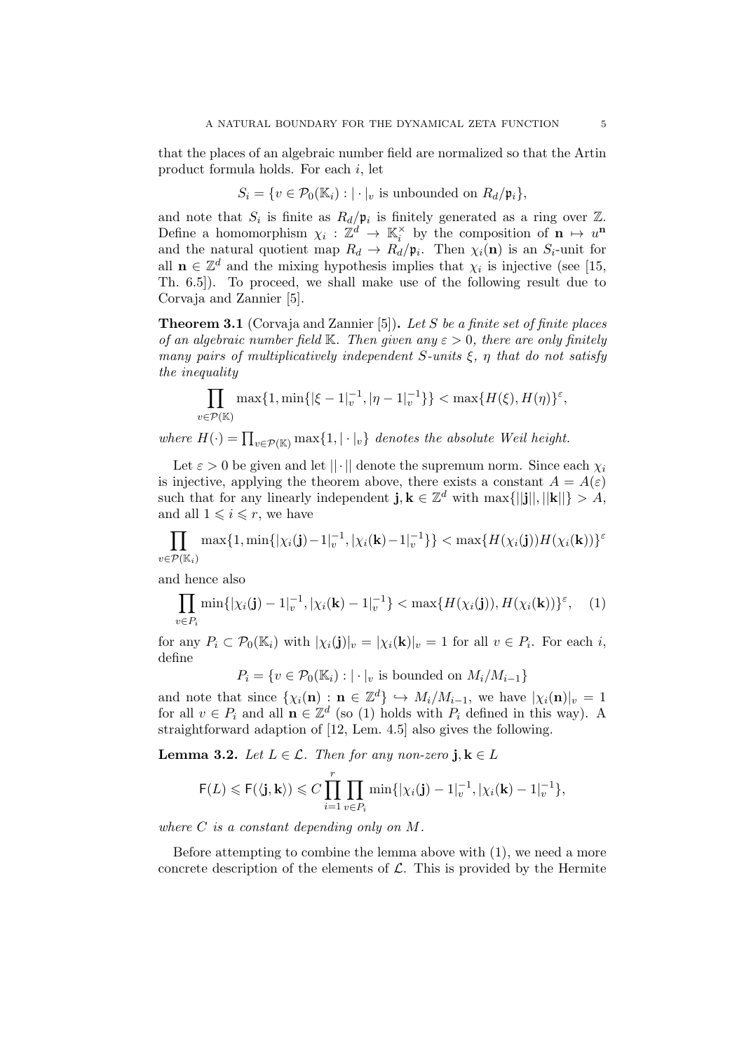that the places of an algebraic number field are normalized so that the Artin product formula holds. For each $i$, let

$$S_i = \{v \in \mathcal{P}_0(\mathbb{K}_i) : |\cdot|_v \text{ is unbounded on } R_d/\mathfrak{p}_i\},$$

and note that $S_i$ is finite as $R_d/\mathfrak{p}_i$ is finitely generated as a ring over $\mathbb{Z}$. Define a homomorphism $\chi_i : \mathbb{Z}^d \to \mathbb{K}_i^\times$ by the composition of $\mathbf{n} \mapsto u^{\mathbf{n}}$ and the natural quotient map $R_d \to R_d/\mathfrak{p}_i$. Then $\chi_i(\mathbf{n})$ is an $S_i$-unit for all $\mathbf{n} \in \mathbb{Z}^d$ and the mixing hypothesis implies that $\chi_i$ is injective (see [15, Th. 6.5]). To proceed, we shall make use of the following result due to Corvaja and Zannier [5].

**Theorem 3.1** (Corvaja and Zannier [5])**.** *Let $S$ be a finite set of finite places of an algebraic number field $\mathbb{K}$. Then given any $\varepsilon > 0$, there are only finitely many pairs of multiplicatively independent $S$-units $\xi$, $\eta$ that do not satisfy the inequality*

$$\prod_{v \in \mathcal{P}(\mathbb{K})} \max\{1, \min\{|\xi - 1|_v^{-1}, |\eta - 1|_v^{-1}\}\} < \max\{H(\xi), H(\eta)\}^\varepsilon,$$

*where $H(\cdot) = \prod_{v \in \mathcal{P}(\mathbb{K})} \max\{1, |\cdot|_v\}$ denotes the absolute Weil height.*

Let $\varepsilon > 0$ be given and let $||\cdot||$ denote the supremum norm. Since each $\chi_i$ is injective, applying the theorem above, there exists a constant $A = A(\varepsilon)$ such that for any linearly independent $\mathbf{j}, \mathbf{k} \in \mathbb{Z}^d$ with $\max\{||\mathbf{j}||, ||\mathbf{k}||\} > A$, and all $1 \leqslant i \leqslant r$, we have

$$\prod_{v \in \mathcal{P}(\mathbb{K}_i)} \max\{1, \min\{|\chi_i(\mathbf{j}) - 1|_v^{-1}, |\chi_i(\mathbf{k}) - 1|_v^{-1}\}\} < \max\{H(\chi_i(\mathbf{j}))H(\chi_i(\mathbf{k}))\}^\varepsilon$$

and hence also

$$\prod_{v \in P_i} \min\{|\chi_i(\mathbf{j}) - 1|_v^{-1}, |\chi_i(\mathbf{k}) - 1|_v^{-1}\} < \max\{H(\chi_i(\mathbf{j})), H(\chi_i(\mathbf{k}))\}^\varepsilon, \quad (1)$$

for any $P_i \subset \mathcal{P}_0(\mathbb{K}_i)$ with $|\chi_i(\mathbf{j})|_v = |\chi_i(\mathbf{k})|_v = 1$ for all $v \in P_i$. For each $i$, define

$$P_i = \{v \in \mathcal{P}_0(\mathbb{K}_i) : |\cdot|_v \text{ is bounded on } M_i/M_{i-1}\}$$

and note that since $\{\chi_i(\mathbf{n}) : \mathbf{n} \in \mathbb{Z}^d\} \hookrightarrow M_i/M_{i-1}$, we have $|\chi_i(\mathbf{n})|_v = 1$ for all $v \in P_i$ and all $\mathbf{n} \in \mathbb{Z}^d$ (so (1) holds with $P_i$ defined in this way). A straightforward adaption of [12, Lem. 4.5] also gives the following.

**Lemma 3.2.** *Let $L \in \mathcal{L}$. Then for any non-zero $\mathbf{j}, \mathbf{k} \in L$*

$$\mathsf{F}(L) \leqslant \mathsf{F}(\langle \mathbf{j}, \mathbf{k} \rangle) \leqslant C \prod_{i=1}^{r} \prod_{v \in P_i} \min\{|\chi_i(\mathbf{j}) - 1|_v^{-1}, |\chi_i(\mathbf{k}) - 1|_v^{-1}\},$$

*where $C$ is a constant depending only on $M$.*

Before attempting to combine the lemma above with (1), we need a more concrete description of the elements of $\mathcal{L}$. This is provided by the Hermite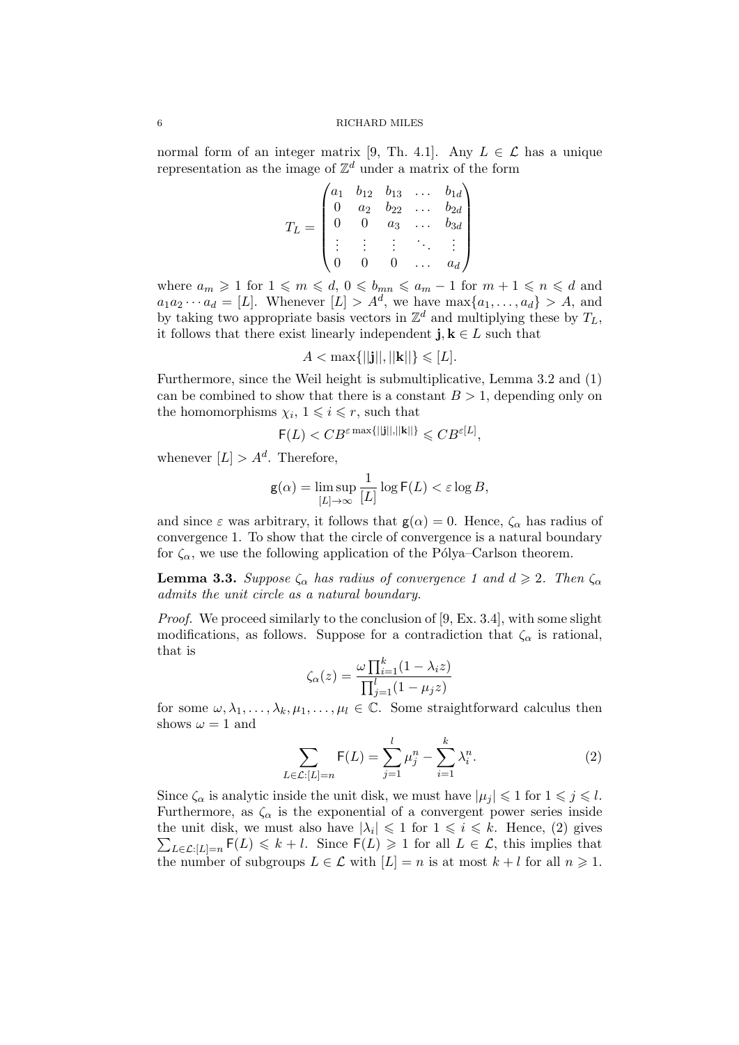normal form of an integer matrix [9, Th. 4.1]. Any $L \in \mathcal{L}$ has a unique representation as the image of $\mathbb{Z}^d$ under a matrix of the form

$$T_L = \begin{pmatrix} a_1 & b_{12} & b_{13} & \dots & b_{1d} \\ 0 & a_2 & b_{22} & \dots & b_{2d} \\ 0 & 0 & a_3 & \dots & b_{3d} \\ \vdots & \vdots & \vdots & \ddots & \vdots \\ 0 & 0 & 0 & \dots & a_d \end{pmatrix}$$

where $a_m \geqslant 1$ for $1 \leqslant m \leqslant d$, $0 \leqslant b_{mn} \leqslant a_m - 1$ for $m+1 \leqslant n \leqslant d$ and $a_1 a_2 \cdots a_d = [L]$. Whenever $[L] > A^d$, we have $\max\{a_1, \dots, a_d\} > A$, and by taking two appropriate basis vectors in $\mathbb{Z}^d$ and multiplying these by $T_L$, it follows that there exist linearly independent $\mathbf{j}, \mathbf{k} \in L$ such that

$$A < \max\{||\mathbf{j}||, ||\mathbf{k}||\} \leqslant [L].$$

Furthermore, since the Weil height is submultiplicative, Lemma 3.2 and (1) can be combined to show that there is a constant $B > 1$, depending only on the homomorphisms $\chi_i$, $1 \leqslant i \leqslant r$, such that

$$\mathsf{F}(L) < CB^{\varepsilon \max\{||\mathbf{j}||, ||\mathbf{k}||\}} \leqslant CB^{\varepsilon [L]},$$

whenever $[L] > A^d$. Therefore,

$$\mathsf{g}(\alpha) = \limsup_{[L] \to \infty} \frac{1}{[L]} \log \mathsf{F}(L) < \varepsilon \log B,$$

and since $\varepsilon$ was arbitrary, it follows that $\mathsf{g}(\alpha) = 0$. Hence, $\zeta_\alpha$ has radius of convergence 1. To show that the circle of convergence is a natural boundary for $\zeta_\alpha$, we use the following application of the Pólya–Carlson theorem.

**Lemma 3.3.** *Suppose $\zeta_\alpha$ has radius of convergence 1 and $d \geqslant 2$. Then $\zeta_\alpha$ admits the unit circle as a natural boundary.*

*Proof.* We proceed similarly to the conclusion of [9, Ex. 3.4], with some slight modifications, as follows. Suppose for a contradiction that $\zeta_\alpha$ is rational, that is

$$\zeta_\alpha(z) = \frac{\omega \prod_{i=1}^{k} (1 - \lambda_i z)}{\prod_{j=1}^{l} (1 - \mu_j z)}$$

for some $\omega, \lambda_1, \dots, \lambda_k, \mu_1, \dots, \mu_l \in \mathbb{C}$. Some straightforward calculus then shows $\omega = 1$ and

$$\sum_{L \in \mathcal{L} : [L] = n} \mathsf{F}(L) = \sum_{j=1}^{l} \mu_j^n - \sum_{i=1}^{k} \lambda_i^n. \tag{2}$$

Since $\zeta_\alpha$ is analytic inside the unit disk, we must have $|\mu_j| \leqslant 1$ for $1 \leqslant j \leqslant l$. Furthermore, as $\zeta_\alpha$ is the exponential of a convergent power series inside the unit disk, we must also have $|\lambda_i| \leqslant 1$ for $1 \leqslant i \leqslant k$. Hence, (2) gives $\sum_{L \in \mathcal{L} : [L] = n} \mathsf{F}(L) \leqslant k + l$. Since $\mathsf{F}(L) \geqslant 1$ for all $L \in \mathcal{L}$, this implies that the number of subgroups $L \in \mathcal{L}$ with $[L] = n$ is at most $k + l$ for all $n \geqslant 1$.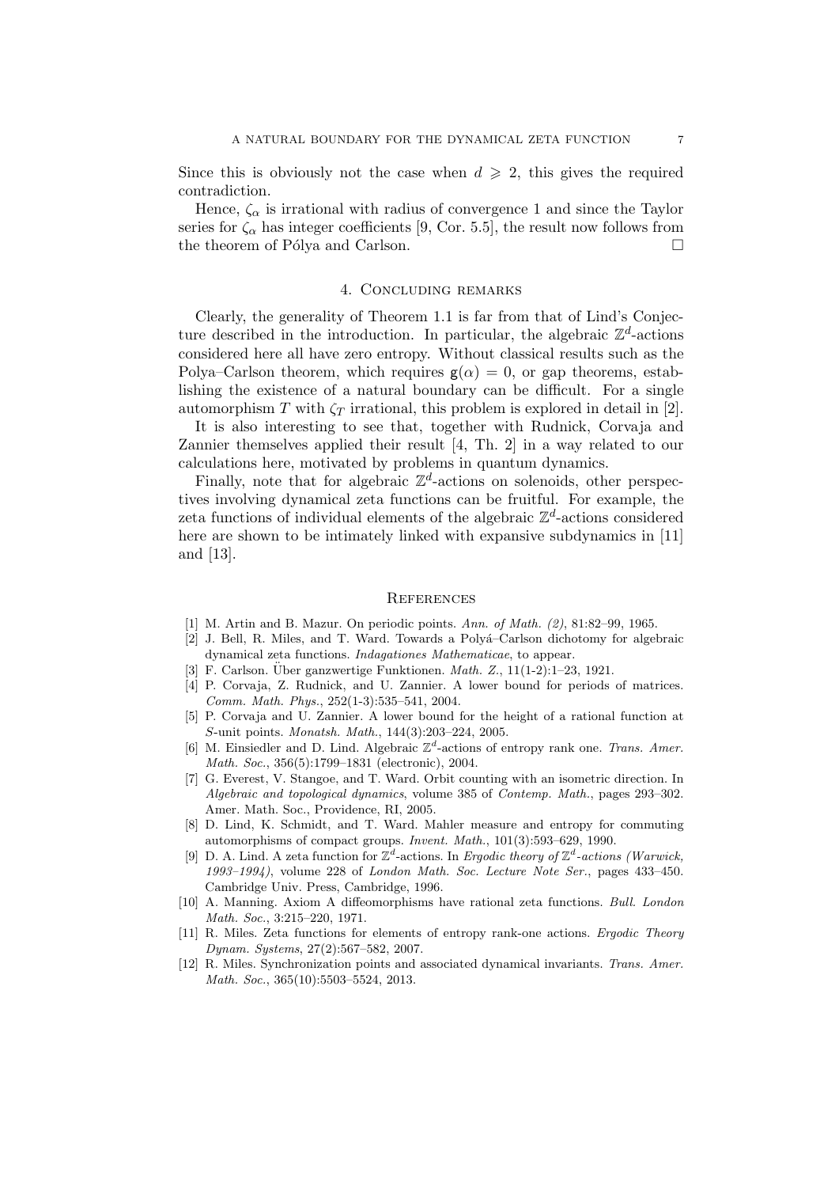Since this is obviously not the case when $d \geqslant 2$, this gives the required contradiction.

Hence, $\zeta_\alpha$ is irrational with radius of convergence 1 and since the Taylor series for $\zeta_\alpha$ has integer coefficients [9, Cor. 5.5], the result now follows from the theorem of Pólya and Carlson. □

## 4. Concluding remarks

Clearly, the generality of Theorem 1.1 is far from that of Lind's Conjecture described in the introduction. In particular, the algebraic $\mathbb{Z}^d$-actions considered here all have zero entropy. Without classical results such as the Polya–Carlson theorem, which requires $\mathsf{g}(\alpha) = 0$, or gap theorems, establishing the existence of a natural boundary can be difficult. For a single automorphism $T$ with $\zeta_T$ irrational, this problem is explored in detail in [2].

It is also interesting to see that, together with Rudnick, Corvaja and Zannier themselves applied their result [4, Th. 2] in a way related to our calculations here, motivated by problems in quantum dynamics.

Finally, note that for algebraic $\mathbb{Z}^d$-actions on solenoids, other perspectives involving dynamical zeta functions can be fruitful. For example, the zeta functions of individual elements of the algebraic $\mathbb{Z}^d$-actions considered here are shown to be intimately linked with expansive subdynamics in [11] and [13].

## References

[1] M. Artin and B. Mazur. On periodic points. *Ann. of Math. (2)*, 81:82–99, 1965.

[2] J. Bell, R. Miles, and T. Ward. Towards a Polyá–Carlson dichotomy for algebraic dynamical zeta functions. *Indagationes Mathematicae*, to appear.

[3] F. Carlson. Über ganzwertige Funktionen. *Math. Z.*, 11(1-2):1–23, 1921.

[4] P. Corvaja, Z. Rudnick, and U. Zannier. A lower bound for periods of matrices. *Comm. Math. Phys.*, 252(1-3):535–541, 2004.

[5] P. Corvaja and U. Zannier. A lower bound for the height of a rational function at $S$-unit points. *Monatsh. Math.*, 144(3):203–224, 2005.

[6] M. Einsiedler and D. Lind. Algebraic $\mathbb{Z}^d$-actions of entropy rank one. *Trans. Amer. Math. Soc.*, 356(5):1799–1831 (electronic), 2004.

[7] G. Everest, V. Stangoe, and T. Ward. Orbit counting with an isometric direction. In *Algebraic and topological dynamics*, volume 385 of *Contemp. Math.*, pages 293–302. Amer. Math. Soc., Providence, RI, 2005.

[8] D. Lind, K. Schmidt, and T. Ward. Mahler measure and entropy for commuting automorphisms of compact groups. *Invent. Math.*, 101(3):593–629, 1990.

[9] D. A. Lind. A zeta function for $\mathbb{Z}^d$-actions. In *Ergodic theory of $\mathbb{Z}^d$-actions (Warwick, 1993–1994)*, volume 228 of *London Math. Soc. Lecture Note Ser.*, pages 433–450. Cambridge Univ. Press, Cambridge, 1996.

[10] A. Manning. Axiom A diffeomorphisms have rational zeta functions. *Bull. London Math. Soc.*, 3:215–220, 1971.

[11] R. Miles. Zeta functions for elements of entropy rank-one actions. *Ergodic Theory Dynam. Systems*, 27(2):567–582, 2007.

[12] R. Miles. Synchronization points and associated dynamical invariants. *Trans. Amer. Math. Soc.*, 365(10):5503–5524, 2013.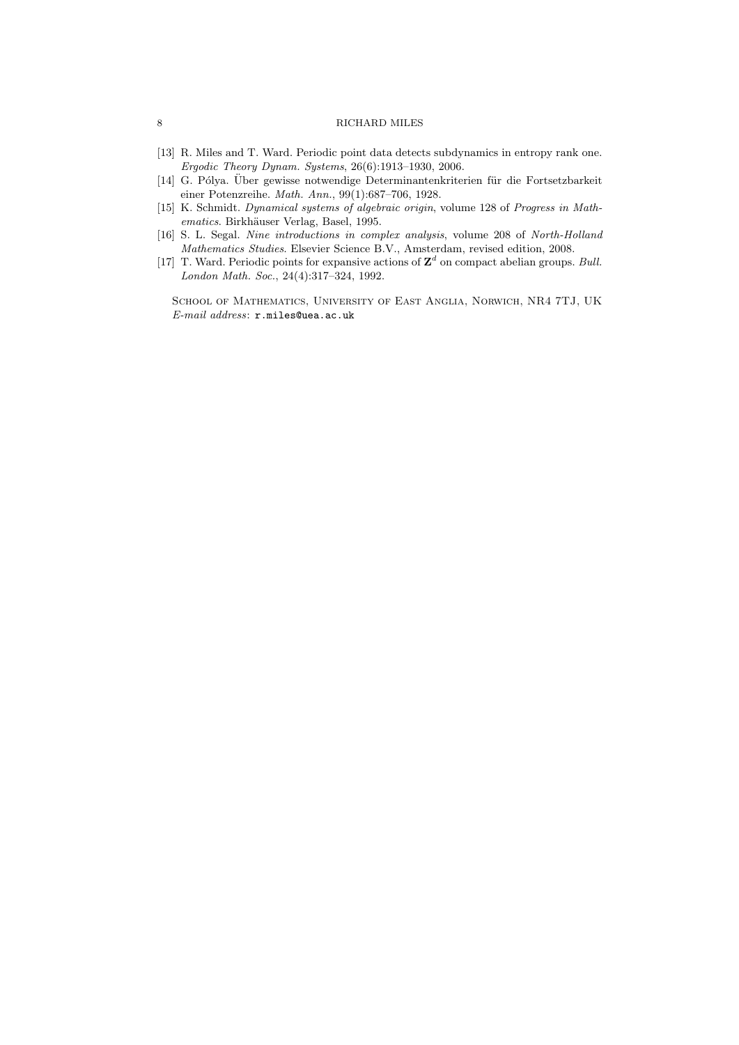[13] R. Miles and T. Ward. Periodic point data detects subdynamics in entropy rank one. *Ergodic Theory Dynam. Systems*, 26(6):1913–1930, 2006.

[14] G. Pólya. Über gewisse notwendige Determinantenkriterien für die Fortsetzbarkeit einer Potenzreihe. *Math. Ann.*, 99(1):687–706, 1928.

[15] K. Schmidt. *Dynamical systems of algebraic origin*, volume 128 of *Progress in Mathematics*. Birkhäuser Verlag, Basel, 1995.

[16] S. L. Segal. *Nine introductions in complex analysis*, volume 208 of *North-Holland Mathematics Studies*. Elsevier Science B.V., Amsterdam, revised edition, 2008.

[17] T. Ward. Periodic points for expansive actions of $\mathbf{Z}^d$ on compact abelian groups. *Bull. London Math. Soc.*, 24(4):317–324, 1992.

School of Mathematics, University of East Anglia, Norwich, NR4 7TJ, UK
*E-mail address*: r.miles@uea.ac.uk